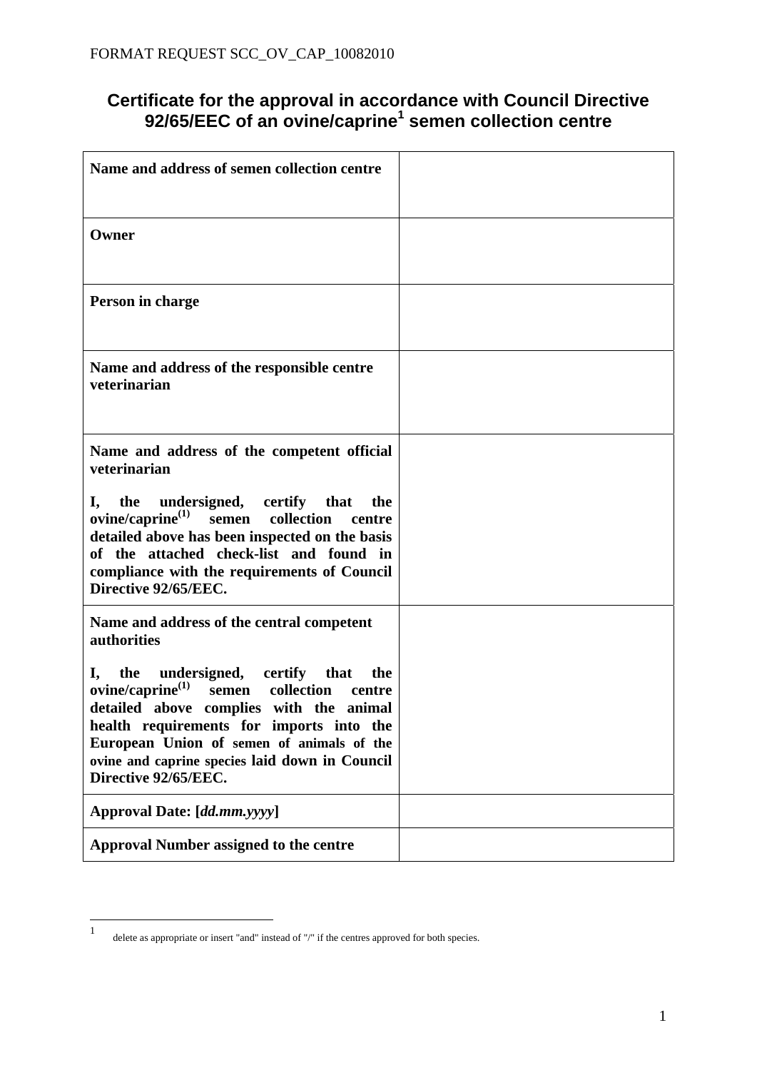FORMAT REQUEST SCC_OV_CAP_10082010

# Certificate for the approval in accordance with Council Directive 92/65/EEC of an ovine/caprine[1] semen collection centre

| | |
|---|---|
| **Name and address of semen collection centre** | |
| **Owner** | |
| **Person in charge** | |
| **Name and address of the responsible centre veterinarian** | |
| **Name and address of the competent official veterinarian**<br><br>**I, the undersigned, certify that the ovine/caprine[(1)] semen collection centre detailed above has been inspected on the basis of the attached check-list and found in compliance with the requirements of Council Directive 92/65/EEC.** | |
| **Name and address of the central competent authorities**<br><br>**I, the undersigned, certify that the ovine/caprine[(1)] semen collection centre detailed above complies with the animal health requirements for imports into the European Union of semen of animals of the ovine and caprine species laid down in Council Directive 92/65/EEC.** | |
| **Approval Date: [*dd.mm.yyyy*]** | |
| **Approval Number assigned to the centre** | |

[1] delete as appropriate or insert "and" instead of "/" if the centres approved for both species.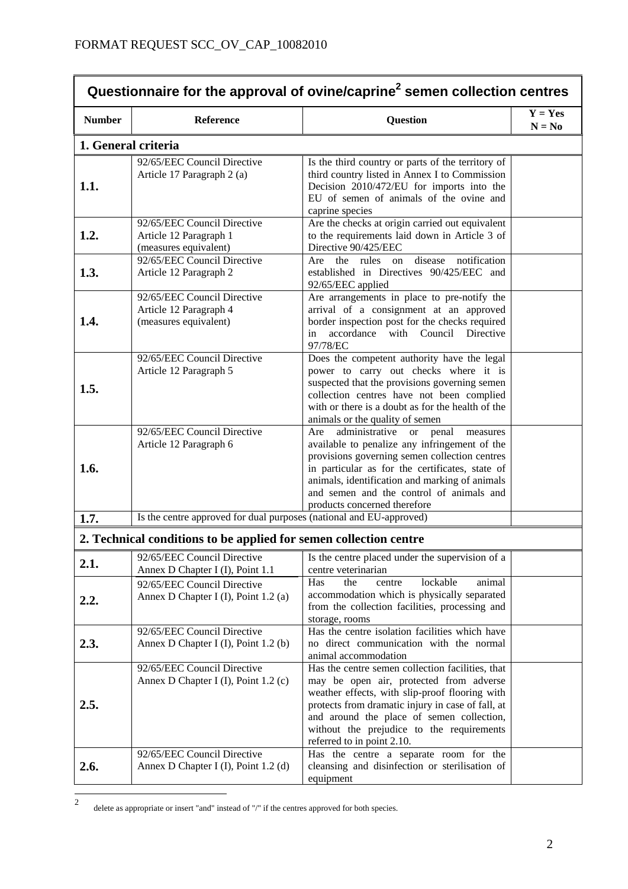FORMAT REQUEST SCC_OV_CAP_10082010

| Questionnaire for the approval of ovine/caprine[2] semen collection centres | | | |
|---|---|---|---|
| **Number** | **Reference** | **Question** | **Y = Yes N = No** |
| **1. General criteria** | | | |
| **1.1.** | 92/65/EEC Council Directive Article 17 Paragraph 2 (a) | Is the third country or parts of the territory of third country listed in Annex I to Commission Decision 2010/472/EU for imports into the EU of semen of animals of the ovine and caprine species | |
| **1.2.** | 92/65/EEC Council Directive Article 12 Paragraph 1 (measures equivalent) | Are the checks at origin carried out equivalent to the requirements laid down in Article 3 of Directive 90/425/EEC | |
| **1.3.** | 92/65/EEC Council Directive Article 12 Paragraph 2 | Are the rules on disease notification established in Directives 90/425/EEC and 92/65/EEC applied | |
| **1.4.** | 92/65/EEC Council Directive Article 12 Paragraph 4 (measures equivalent) | Are arrangements in place to pre-notify the arrival of a consignment at an approved border inspection post for the checks required in accordance with Council Directive 97/78/EC | |
| **1.5.** | 92/65/EEC Council Directive Article 12 Paragraph 5 | Does the competent authority have the legal power to carry out checks where it is suspected that the provisions governing semen collection centres have not been complied with or there is a doubt as for the health of the animals or the quality of semen | |
| **1.6.** | 92/65/EEC Council Directive Article 12 Paragraph 6 | Are administrative or penal measures available to penalize any infringement of the provisions governing semen collection centres in particular as for the certificates, state of animals, identification and marking of animals and semen and the control of animals and products concerned therefore | |
| **1.7.** | Is the centre approved for dual purposes (national and EU-approved) | | |
| **2. Technical conditions to be applied for semen collection centre** | | | |
| **2.1.** | 92/65/EEC Council Directive Annex D Chapter I (I), Point 1.1 | Is the centre placed under the supervision of a centre veterinarian | |
| **2.2.** | 92/65/EEC Council Directive Annex D Chapter I (I), Point 1.2 (a) | Has the centre lockable animal accommodation which is physically separated from the collection facilities, processing and storage, rooms | |
| **2.3.** | 92/65/EEC Council Directive Annex D Chapter I (I), Point 1.2 (b) | Has the centre isolation facilities which have no direct communication with the normal animal accommodation | |
| **2.5.** | 92/65/EEC Council Directive Annex D Chapter I (I), Point 1.2 (c) | Has the centre semen collection facilities, that may be open air, protected from adverse weather effects, with slip-proof flooring with protects from dramatic injury in case of fall, at and around the place of semen collection, without the prejudice to the requirements referred to in point 2.10. | |
| **2.6.** | 92/65/EEC Council Directive Annex D Chapter I (I), Point 1.2 (d) | Has the centre a separate room for the cleansing and disinfection or sterilisation of equipment | |

[2] delete as appropriate or insert "and" instead of "/" if the centres approved for both species.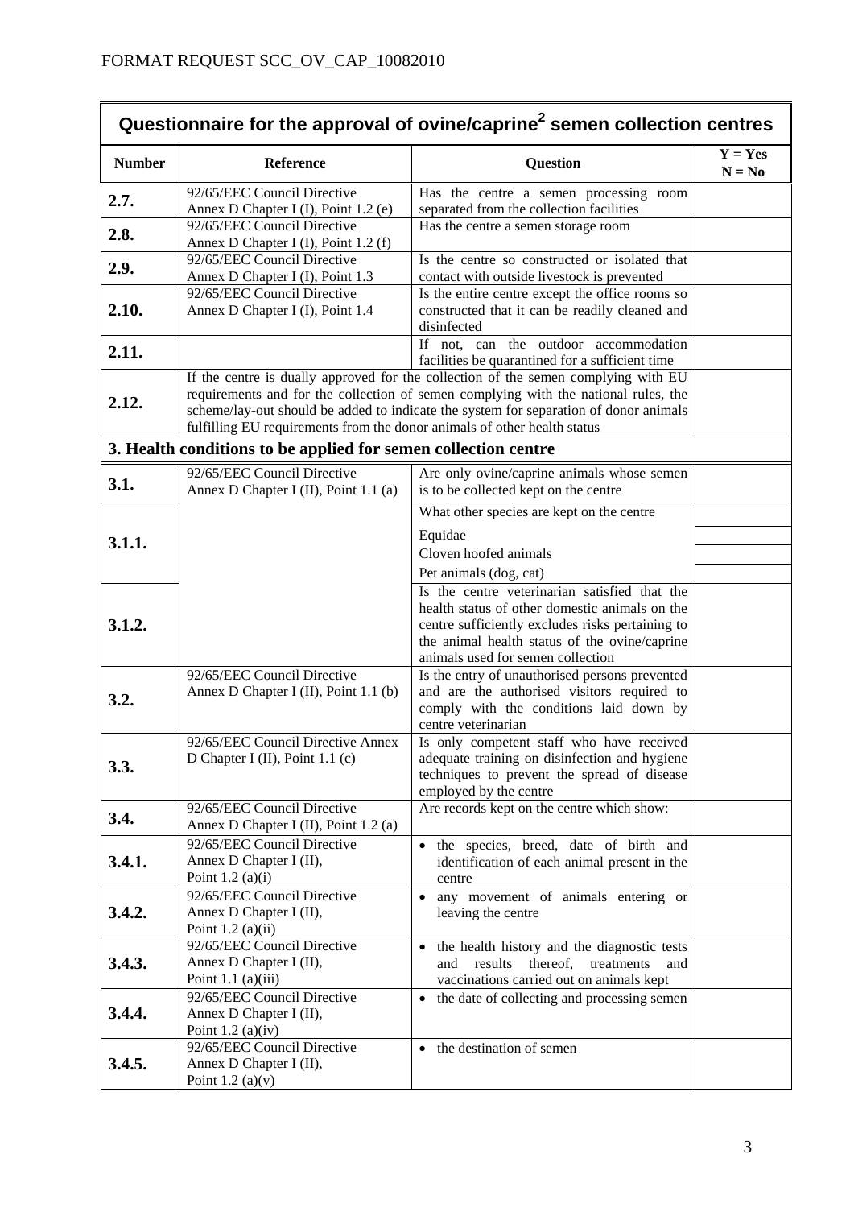FORMAT REQUEST SCC_OV_CAP_10082010

| **Questionnaire for the approval of ovine/caprine[2] semen collection centres** | | | |
|---|---|---|---|
| **Number** | **Reference** | **Question** | **Y = Yes N = No** |
| **2.7.** | 92/65/EEC Council Directive Annex D Chapter I (I), Point 1.2 (e) | Has the centre a semen processing room separated from the collection facilities | |
| **2.8.** | 92/65/EEC Council Directive Annex D Chapter I (I), Point 1.2 (f) | Has the centre a semen storage room | |
| **2.9.** | 92/65/EEC Council Directive Annex D Chapter I (I), Point 1.3 | Is the centre so constructed or isolated that contact with outside livestock is prevented | |
| **2.10.** | 92/65/EEC Council Directive Annex D Chapter I (I), Point 1.4 | Is the entire centre except the office rooms so constructed that it can be readily cleaned and disinfected | |
| **2.11.** | | If not, can the outdoor accommodation facilities be quarantined for a sufficient time | |
| **2.12.** | If the centre is dually approved for the collection of the semen complying with EU requirements and for the collection of semen complying with the national rules, the scheme/lay-out should be added to indicate the system for separation of donor animals fulfilling EU requirements from the donor animals of other health status | | |
| **3. Health conditions to be applied for semen collection centre** | | | |
| **3.1.** | 92/65/EEC Council Directive Annex D Chapter I (II), Point 1.1 (a) | Are only ovine/caprine animals whose semen is to be collected kept on the centre | |
| **3.1.1.** | | What other species are kept on the centre | |
| | | Equidae | |
| | | Cloven hoofed animals | |
| | | Pet animals (dog, cat) | |
| **3.1.2.** | | Is the centre veterinarian satisfied that the health status of other domestic animals on the centre sufficiently excludes risks pertaining to the animal health status of the ovine/caprine animals used for semen collection | |
| **3.2.** | 92/65/EEC Council Directive Annex D Chapter I (II), Point 1.1 (b) | Is the entry of unauthorised persons prevented and are the authorised visitors required to comply with the conditions laid down by centre veterinarian | |
| **3.3.** | 92/65/EEC Council Directive Annex D Chapter I (II), Point 1.1 (c) | Is only competent staff who have received adequate training on disinfection and hygiene techniques to prevent the spread of disease employed by the centre | |
| **3.4.** | 92/65/EEC Council Directive Annex D Chapter I (II), Point 1.2 (a) | Are records kept on the centre which show: | |
| **3.4.1.** | 92/65/EEC Council Directive Annex D Chapter I (II), Point 1.2 (a)(i) | • the species, breed, date of birth and identification of each animal present in the centre | |
| **3.4.2.** | 92/65/EEC Council Directive Annex D Chapter I (II), Point 1.2 (a)(ii) | • any movement of animals entering or leaving the centre | |
| **3.4.3.** | 92/65/EEC Council Directive Annex D Chapter I (II), Point 1.1 (a)(iii) | • the health history and the diagnostic tests and results thereof, treatments and vaccinations carried out on animals kept | |
| **3.4.4.** | 92/65/EEC Council Directive Annex D Chapter I (II), Point 1.2 (a)(iv) | • the date of collecting and processing semen | |
| **3.4.5.** | 92/65/EEC Council Directive Annex D Chapter I (II), Point 1.2 (a)(v) | • the destination of semen | |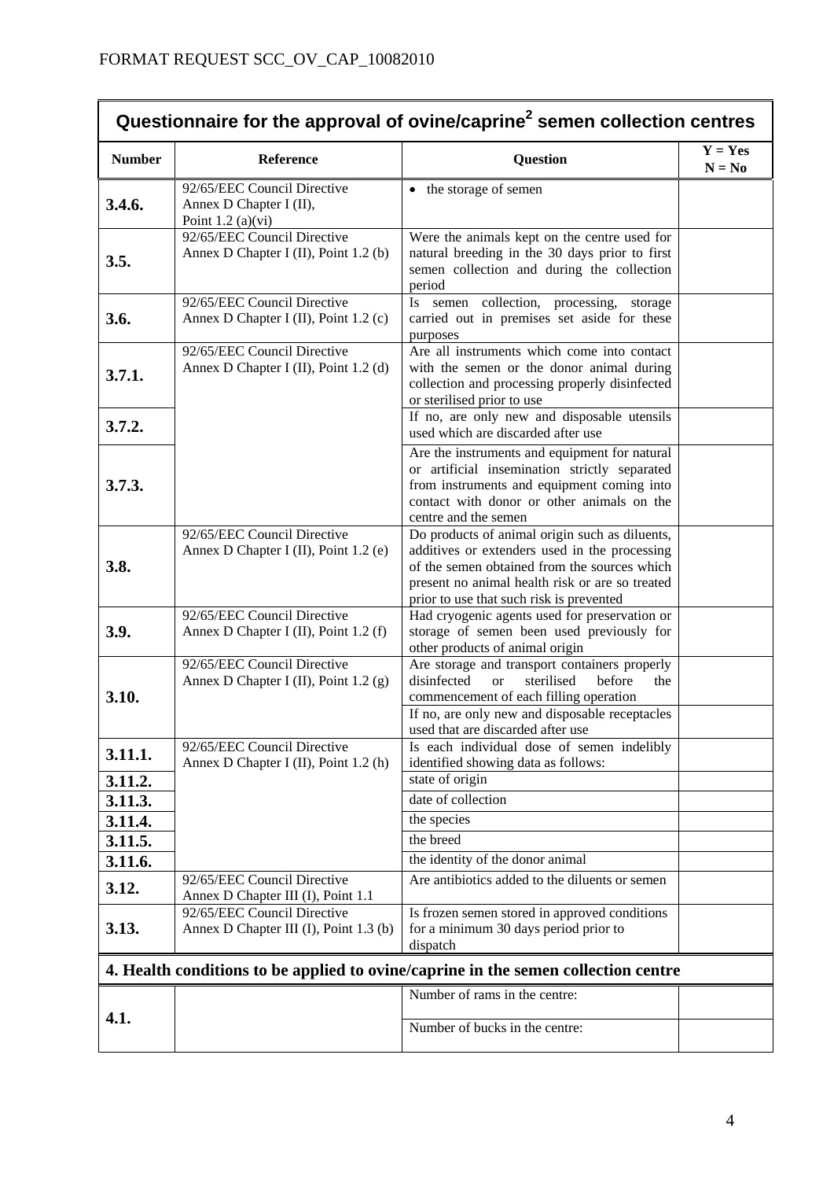FORMAT REQUEST SCC_OV_CAP_10082010

| Questionnaire for the approval of ovine/caprine[2] semen collection centres | | | |
|---|---|---|---|
| **Number** | **Reference** | **Question** | **Y = Yes N = No** |
| **3.4.6.** | 92/65/EEC Council Directive Annex D Chapter I (II), Point 1.2 (a)(vi) | • the storage of semen | |
| **3.5.** | 92/65/EEC Council Directive Annex D Chapter I (II), Point 1.2 (b) | Were the animals kept on the centre used for natural breeding in the 30 days prior to first semen collection and during the collection period | |
| **3.6.** | 92/65/EEC Council Directive Annex D Chapter I (II), Point 1.2 (c) | Is semen collection, processing, storage carried out in premises set aside for these purposes | |
| **3.7.1.** | 92/65/EEC Council Directive Annex D Chapter I (II), Point 1.2 (d) | Are all instruments which come into contact with the semen or the donor animal during collection and processing properly disinfected or sterilised prior to use | |
| **3.7.2.** | | If no, are only new and disposable utensils used which are discarded after use | |
| **3.7.3.** | | Are the instruments and equipment for natural or artificial insemination strictly separated from instruments and equipment coming into contact with donor or other animals on the centre and the semen | |
| **3.8.** | 92/65/EEC Council Directive Annex D Chapter I (II), Point 1.2 (e) | Do products of animal origin such as diluents, additives or extenders used in the processing of the semen obtained from the sources which present no animal health risk or are so treated prior to use that such risk is prevented | |
| **3.9.** | 92/65/EEC Council Directive Annex D Chapter I (II), Point 1.2 (f) | Had cryogenic agents used for preservation or storage of semen been used previously for other products of animal origin | |
| **3.10.** | 92/65/EEC Council Directive Annex D Chapter I (II), Point 1.2 (g) | Are storage and transport containers properly disinfected or sterilised before the commencement of each filling operation | |
| | | If no, are only new and disposable receptacles used that are discarded after use | |
| **3.11.1.** | 92/65/EEC Council Directive Annex D Chapter I (II), Point 1.2 (h) | Is each individual dose of semen indelibly identified showing data as follows: | |
| **3.11.2.** | | state of origin | |
| **3.11.3.** | | date of collection | |
| **3.11.4.** | | the species | |
| **3.11.5.** | | the breed | |
| **3.11.6.** | | the identity of the donor animal | |
| **3.12.** | 92/65/EEC Council Directive Annex D Chapter III (I), Point 1.1 | Are antibiotics added to the diluents or semen | |
| **3.13.** | 92/65/EEC Council Directive Annex D Chapter III (I), Point 1.3 (b) | Is frozen semen stored in approved conditions for a minimum 30 days period prior to dispatch | |
| **4. Health conditions to be applied to ovine/caprine in the semen collection centre** | | | |
| **4.1.** | | Number of rams in the centre: | |
| | | Number of bucks in the centre: | |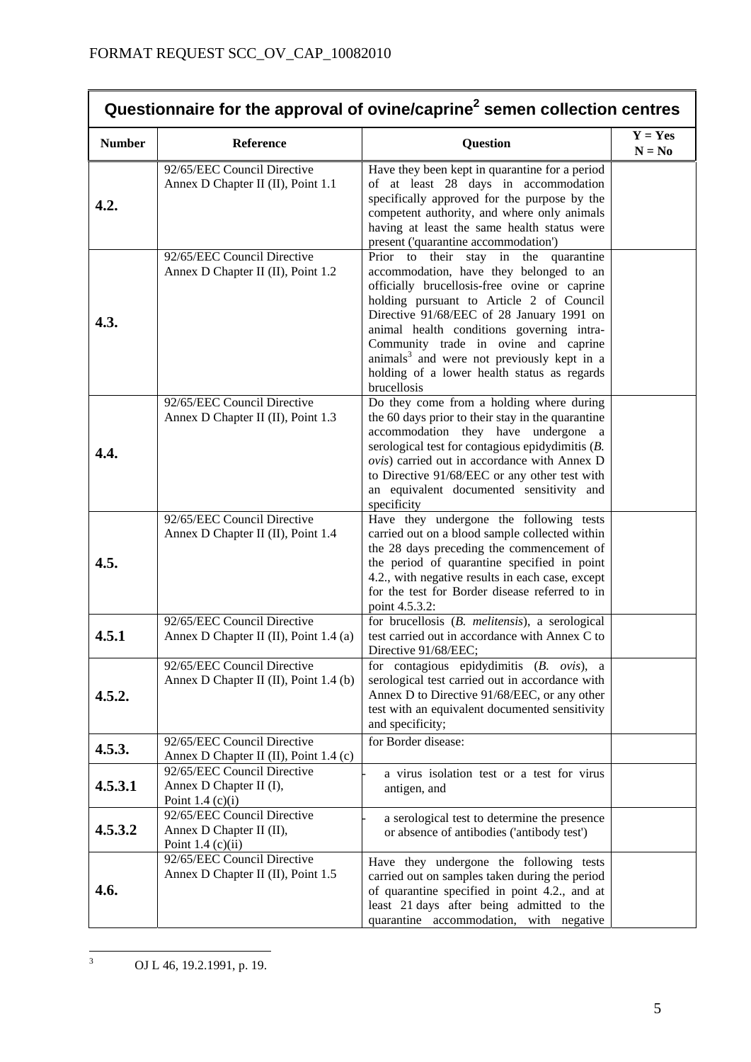FORMAT REQUEST SCC_OV_CAP_10082010

| Questionnaire for the approval of ovine/caprine[2] semen collection centres | | | |
|---|---|---|---|
| **Number** | **Reference** | **Question** | **Y = Yes N = No** |
| **4.2.** | 92/65/EEC Council Directive Annex D Chapter II (II), Point 1.1 | Have they been kept in quarantine for a period of at least 28 days in accommodation specifically approved for the purpose by the competent authority, and where only animals having at least the same health status were present ('quarantine accommodation') | |
| **4.3.** | 92/65/EEC Council Directive Annex D Chapter II (II), Point 1.2 | Prior to their stay in the quarantine accommodation, have they belonged to an officially brucellosis-free ovine or caprine holding pursuant to Article 2 of Council Directive 91/68/EEC of 28 January 1991 on animal health conditions governing intra-Community trade in ovine and caprine animals[3] and were not previously kept in a holding of a lower health status as regards brucellosis | |
| **4.4.** | 92/65/EEC Council Directive Annex D Chapter II (II), Point 1.3 | Do they come from a holding where during the 60 days prior to their stay in the quarantine accommodation they have undergone a serological test for contagious epidydimitis (*B. ovis*) carried out in accordance with Annex D to Directive 91/68/EEC or any other test with an equivalent documented sensitivity and specificity | |
| **4.5.** | 92/65/EEC Council Directive Annex D Chapter II (II), Point 1.4 | Have they undergone the following tests carried out on a blood sample collected within the 28 days preceding the commencement of the period of quarantine specified in point 4.2., with negative results in each case, except for the test for Border disease referred to in point 4.5.3.2: | |
| **4.5.1** | 92/65/EEC Council Directive Annex D Chapter II (II), Point 1.4 (a) | for brucellosis (*B. melitensis*), a serological test carried out in accordance with Annex C to Directive 91/68/EEC; | |
| **4.5.2.** | 92/65/EEC Council Directive Annex D Chapter II (II), Point 1.4 (b) | for contagious epidydimitis (*B. ovis*), a serological test carried out in accordance with Annex D to Directive 91/68/EEC, or any other test with an equivalent documented sensitivity and specificity; | |
| **4.5.3.** | 92/65/EEC Council Directive Annex D Chapter II (II), Point 1.4 (c) | for Border disease: | |
| **4.5.3.1** | 92/65/EEC Council Directive Annex D Chapter II (I), Point 1.4 (c)(i) | - a virus isolation test or a test for virus antigen, and | |
| **4.5.3.2** | 92/65/EEC Council Directive Annex D Chapter II (II), Point 1.4 (c)(ii) | - a serological test to determine the presence or absence of antibodies ('antibody test') | |
| **4.6.** | 92/65/EEC Council Directive Annex D Chapter II (II), Point 1.5 | Have they undergone the following tests carried out on samples taken during the period of quarantine specified in point 4.2., and at least 21 days after being admitted to the quarantine accommodation, with negative | |

[3] OJ L 46, 19.2.1991, p. 19.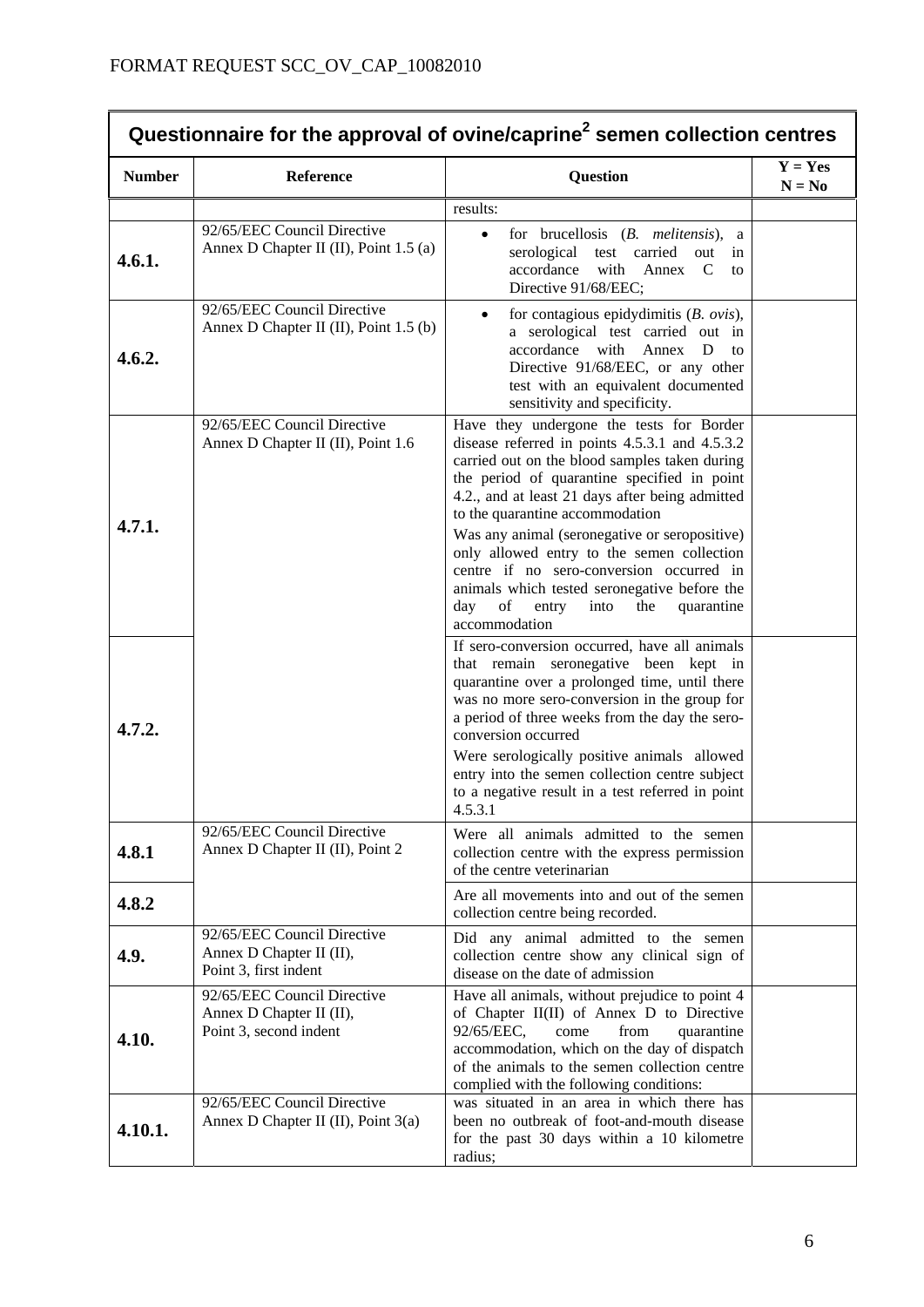FORMAT REQUEST SCC_OV_CAP_10082010

| Questionnaire for the approval of ovine/caprine[2] semen collection centres | | | |
|---|---|---|---|
| **Number** | **Reference** | **Question** | **Y = Yes N = No** |
| | | results: | |
| **4.6.1.** | 92/65/EEC Council Directive Annex D Chapter II (II), Point 1.5 (a) | • for brucellosis (*B. melitensis*), a serological test carried out in accordance with Annex C to Directive 91/68/EEC; | |
| **4.6.2.** | 92/65/EEC Council Directive Annex D Chapter II (II), Point 1.5 (b) | • for contagious epidydimitis (*B. ovis*), a serological test carried out in accordance with Annex D to Directive 91/68/EEC, or any other test with an equivalent documented sensitivity and specificity. | |
| **4.7.1.** | 92/65/EEC Council Directive Annex D Chapter II (II), Point 1.6 | Have they undergone the tests for Border disease referred in points 4.5.3.1 and 4.5.3.2 carried out on the blood samples taken during the period of quarantine specified in point 4.2., and at least 21 days after being admitted to the quarantine accommodation<br>Was any animal (seronegative or seropositive) only allowed entry to the semen collection centre if no sero-conversion occurred in animals which tested seronegative before the day of entry into the quarantine accommodation | |
| **4.7.2.** | | If sero-conversion occurred, have all animals that remain seronegative been kept in quarantine over a prolonged time, until there was no more sero-conversion in the group for a period of three weeks from the day the sero-conversion occurred<br>Were serologically positive animals allowed entry into the semen collection centre subject to a negative result in a test referred in point 4.5.3.1 | |
| **4.8.1** | 92/65/EEC Council Directive Annex D Chapter II (II), Point 2 | Were all animals admitted to the semen collection centre with the express permission of the centre veterinarian | |
| **4.8.2** | | Are all movements into and out of the semen collection centre being recorded. | |
| **4.9.** | 92/65/EEC Council Directive Annex D Chapter II (II), Point 3, first indent | Did any animal admitted to the semen collection centre show any clinical sign of disease on the date of admission | |
| **4.10.** | 92/65/EEC Council Directive Annex D Chapter II (II), Point 3, second indent | Have all animals, without prejudice to point 4 of Chapter II(II) of Annex D to Directive 92/65/EEC, come from quarantine accommodation, which on the day of dispatch of the animals to the semen collection centre complied with the following conditions: | |
| **4.10.1.** | 92/65/EEC Council Directive Annex D Chapter II (II), Point 3(a) | was situated in an area in which there has been no outbreak of foot-and-mouth disease for the past 30 days within a 10 kilometre radius; | |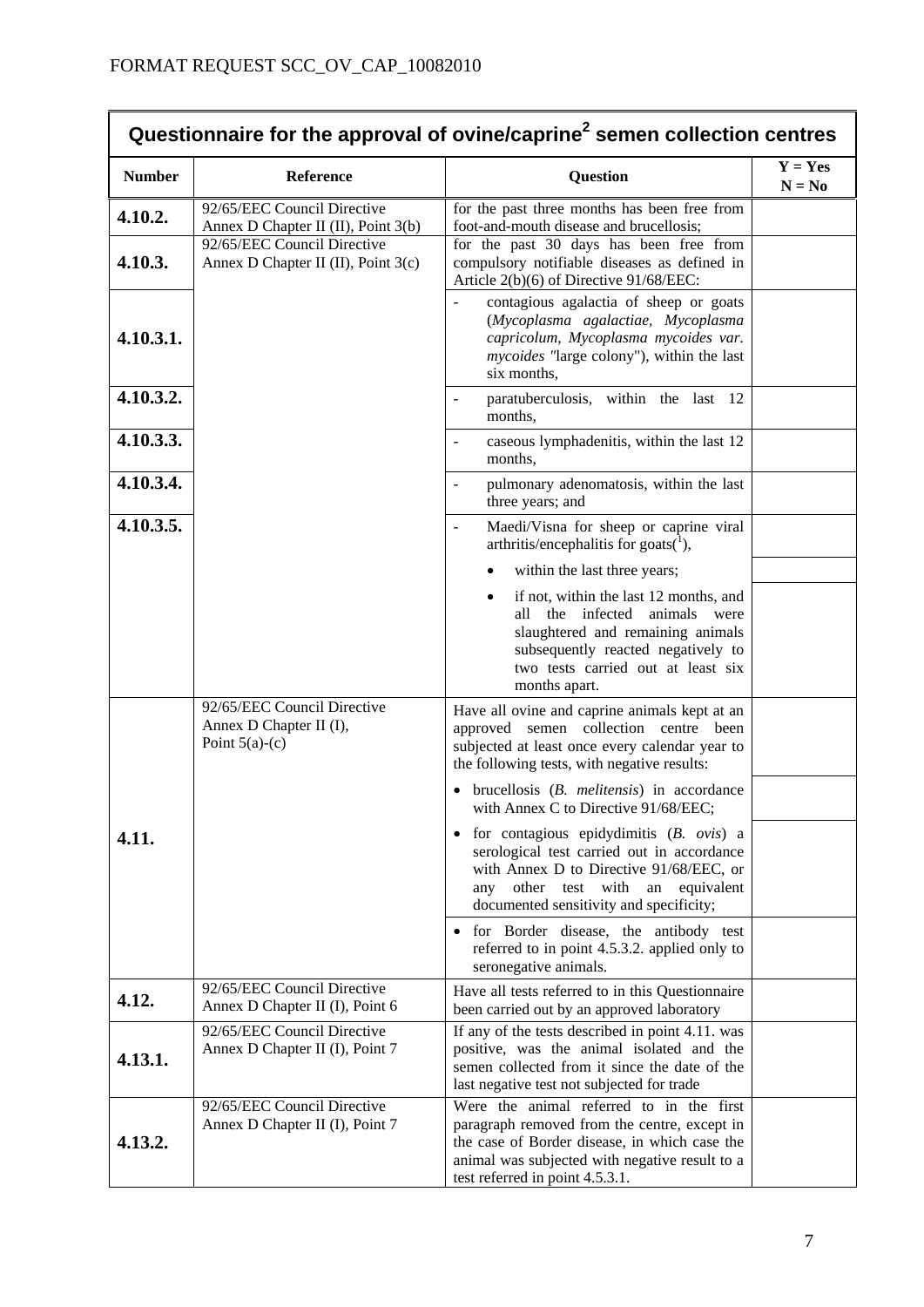FORMAT REQUEST SCC_OV_CAP_10082010

## Questionnaire for the approval of ovine/caprine[2] semen collection centres

| Number | Reference | Question | Y = Yes N = No |
|---|---|---|---|
| **4.10.2.** | 92/65/EEC Council Directive Annex D Chapter II (II), Point 3(b) | for the past three months has been free from foot-and-mouth disease and brucellosis; | |
| **4.10.3.** | 92/65/EEC Council Directive Annex D Chapter II (II), Point 3(c) | for the past 30 days has been free from compulsory notifiable diseases as defined in Article 2(b)(6) of Directive 91/68/EEC: | |
| **4.10.3.1.** | | - contagious agalactia of sheep or goats (*Mycoplasma agalactiae, Mycoplasma capricolum, Mycoplasma mycoides var. mycoides* "large colony"), within the last six months, | |
| **4.10.3.2.** | | - paratuberculosis, within the last 12 months, | |
| **4.10.3.3.** | | - caseous lymphadenitis, within the last 12 months, | |
| **4.10.3.4.** | | - pulmonary adenomatosis, within the last three years; and | |
| **4.10.3.5.** | | - Maedi/Visna for sheep or caprine viral arthritis/encephalitis for goats([1]), | |
| | | • within the last three years; | |
| | | • if not, within the last 12 months, and all the infected animals were slaughtered and remaining animals subsequently reacted negatively to two tests carried out at least six months apart. | |
| **4.11.** | 92/65/EEC Council Directive Annex D Chapter II (I), Point 5(a)-(c) | Have all ovine and caprine animals kept at an approved semen collection centre been subjected at least once every calendar year to the following tests, with negative results: | |
| | | • brucellosis (*B. melitensis*) in accordance with Annex C to Directive 91/68/EEC; | |
| | | • for contagious epidydimitis (*B. ovis*) a serological test carried out in accordance with Annex D to Directive 91/68/EEC, or any other test with an equivalent documented sensitivity and specificity; | |
| | | • for Border disease, the antibody test referred to in point 4.5.3.2. applied only to seronegative animals. | |
| **4.12.** | 92/65/EEC Council Directive Annex D Chapter II (I), Point 6 | Have all tests referred to in this Questionnaire been carried out by an approved laboratory | |
| **4.13.1.** | 92/65/EEC Council Directive Annex D Chapter II (I), Point 7 | If any of the tests described in point 4.11. was positive, was the animal isolated and the semen collected from it since the date of the last negative test not subjected for trade | |
| **4.13.2.** | 92/65/EEC Council Directive Annex D Chapter II (I), Point 7 | Were the animal referred to in the first paragraph removed from the centre, except in the case of Border disease, in which case the animal was subjected with negative result to a test referred in point 4.5.3.1. | |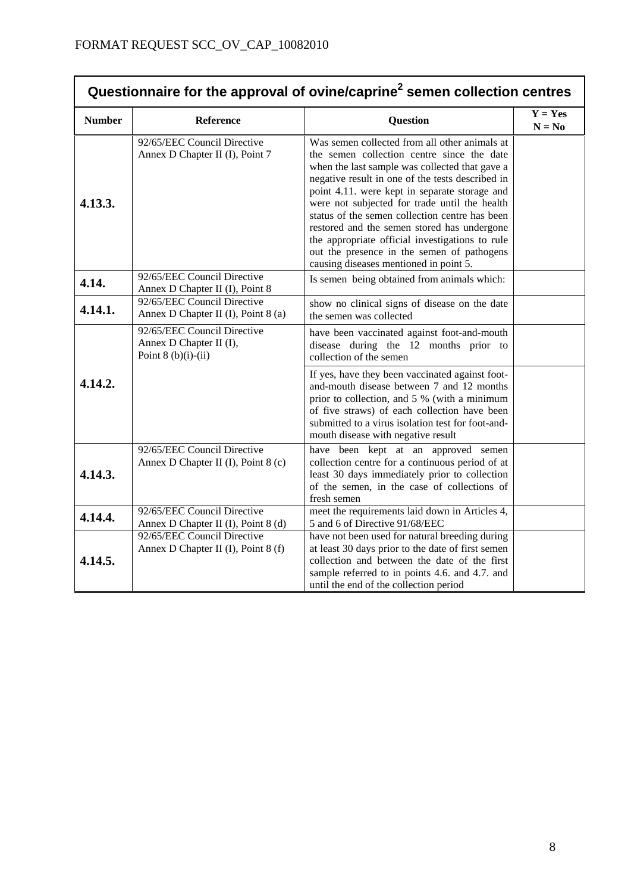FORMAT REQUEST SCC_OV_CAP_10082010

| Questionnaire for the approval of ovine/caprine[2] semen collection centres | | | |
|---|---|---|---|
| **Number** | **Reference** | **Question** | **Y = Yes N = No** |
| **4.13.3.** | 92/65/EEC Council Directive Annex D Chapter II (I), Point 7 | Was semen collected from all other animals at the semen collection centre since the date when the last sample was collected that gave a negative result in one of the tests described in point 4.11. were kept in separate storage and were not subjected for trade until the health status of the semen collection centre has been restored and the semen stored has undergone the appropriate official investigations to rule out the presence in the semen of pathogens causing diseases mentioned in point 5. | |
| **4.14.** | 92/65/EEC Council Directive Annex D Chapter II (I), Point 8 | Is semen being obtained from animals which: | |
| **4.14.1.** | 92/65/EEC Council Directive Annex D Chapter II (I), Point 8 (a) | show no clinical signs of disease on the date the semen was collected | |
| **4.14.2.** | 92/65/EEC Council Directive Annex D Chapter II (I), Point 8 (b)(i)-(ii) | have been vaccinated against foot-and-mouth disease during the 12 months prior to collection of the semen | |
| | | If yes, have they been vaccinated against foot-and-mouth disease between 7 and 12 months prior to collection, and 5 % (with a minimum of five straws) of each collection have been submitted to a virus isolation test for foot-and-mouth disease with negative result | |
| **4.14.3.** | 92/65/EEC Council Directive Annex D Chapter II (I), Point 8 (c) | have been kept at an approved semen collection centre for a continuous period of at least 30 days immediately prior to collection of the semen, in the case of collections of fresh semen | |
| **4.14.4.** | 92/65/EEC Council Directive Annex D Chapter II (I), Point 8 (d) | meet the requirements laid down in Articles 4, 5 and 6 of Directive 91/68/EEC | |
| **4.14.5.** | 92/65/EEC Council Directive Annex D Chapter II (I), Point 8 (f) | have not been used for natural breeding during at least 30 days prior to the date of first semen collection and between the date of the first sample referred to in points 4.6. and 4.7. and until the end of the collection period | |